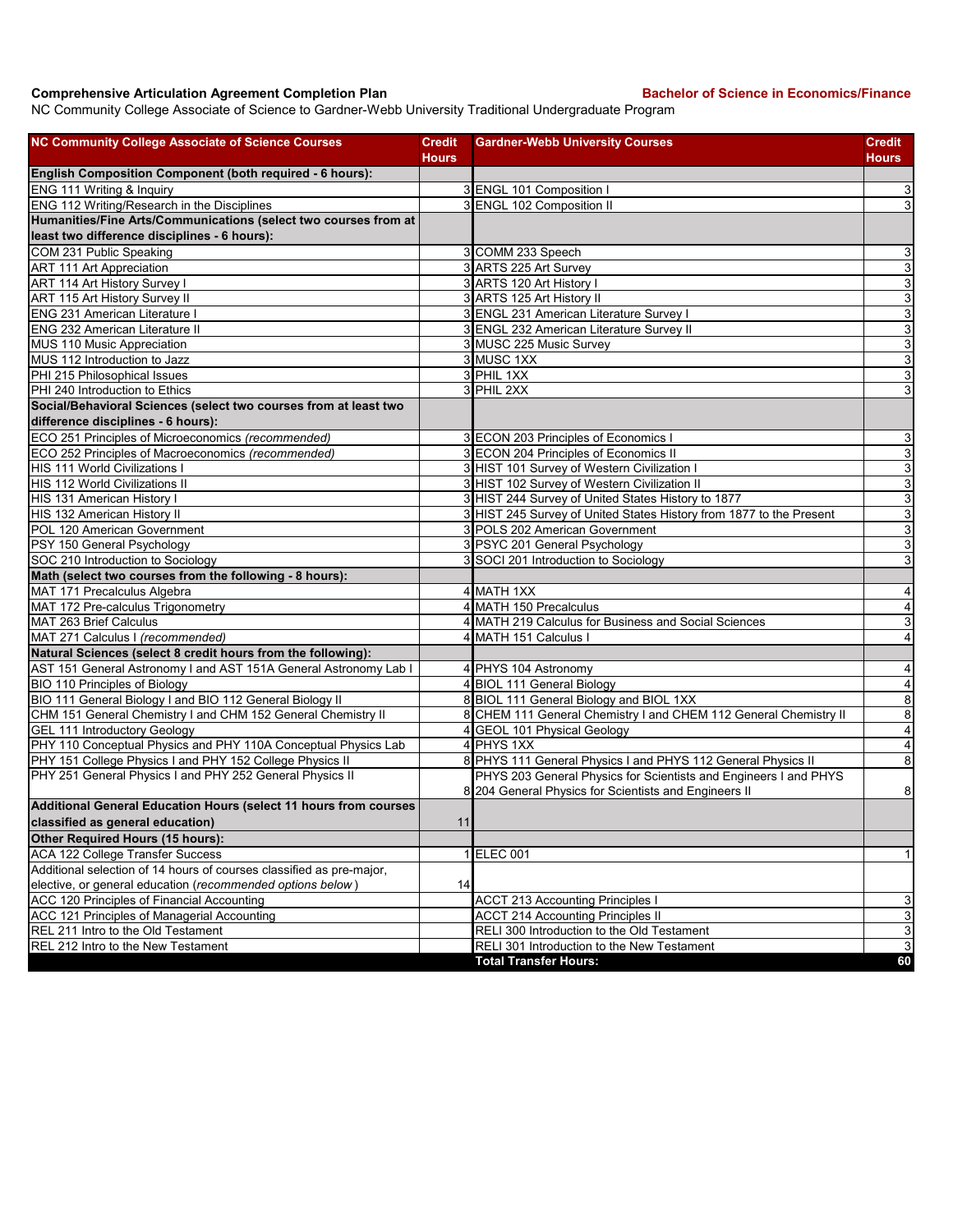**Comprehensive Articulation Agreement Completion Plan** **Bachelor of Science in Economics/Finance**

NC Community College Associate of Science to Gardner-Webb University Traditional Undergraduate Program

| NC Community College Associate of Science Courses | Credit Hours | Gardner-Webb University Courses | Credit Hours |
|---|---|---|---|
| **English Composition Component (both required - 6 hours):** | | | |
| ENG 111 Writing & Inquiry | 3 | ENGL 101 Composition I | 3 |
| ENG 112 Writing/Research in the Disciplines | 3 | ENGL 102 Composition II | 3 |
| **Humanities/Fine Arts/Communications (select two courses from at least two difference disciplines - 6 hours):** | | | |
| COM 231 Public Speaking | 3 | COMM 233 Speech | 3 |
| ART 111 Art Appreciation | 3 | ARTS 225 Art Survey | 3 |
| ART 114 Art History Survey I | 3 | ARTS 120 Art History I | 3 |
| ART 115 Art History Survey II | 3 | ARTS 125 Art History II | 3 |
| ENG 231 American Literature I | 3 | ENGL 231 American Literature Survey I | 3 |
| ENG 232 American Literature II | 3 | ENGL 232 American Literature Survey II | 3 |
| MUS 110 Music Appreciation | 3 | MUSC 225 Music Survey | 3 |
| MUS 112 Introduction to Jazz | 3 | MUSC 1XX | 3 |
| PHI 215 Philosophical Issues | 3 | PHIL 1XX | 3 |
| PHI 240 Introduction to Ethics | 3 | PHIL 2XX | 3 |
| **Social/Behavioral Sciences (select two courses from at least two difference disciplines - 6 hours):** | | | |
| ECO 251 Principles of Microeconomics *(recommended)* | 3 | ECON 203 Principles of Economics I | 3 |
| ECO 252 Principles of Macroeconomics *(recommended)* | 3 | ECON 204 Principles of Economics II | 3 |
| HIS 111 World Civilizations I | 3 | HIST 101 Survey of Western Civilization I | 3 |
| HIS 112 World Civilizations II | 3 | HIST 102 Survey of Western Civilization II | 3 |
| HIS 131 American History I | 3 | HIST 244 Survey of United States History to 1877 | 3 |
| HIS 132 American History II | 3 | HIST 245 Survey of United States History from 1877 to the Present | 3 |
| POL 120 American Government | 3 | POLS 202 American Government | 3 |
| PSY 150 General Psychology | 3 | PSYC 201 General Psychology | 3 |
| SOC 210 Introduction to Sociology | 3 | SOCI 201 Introduction to Sociology | 3 |
| **Math (select two courses from the following - 8 hours):** | | | |
| MAT 171 Precalculus Algebra | 4 | MATH 1XX | 4 |
| MAT 172 Pre-calculus Trigonometry | 4 | MATH 150 Precalculus | 4 |
| MAT 263 Brief Calculus | 4 | MATH 219 Calculus for Business and Social Sciences | 3 |
| MAT 271 Calculus I *(recommended)* | 4 | MATH 151 Calculus I | 4 |
| **Natural Sciences (select 8 credit hours from the following):** | | | |
| AST 151 General Astronomy I and AST 151A General Astronomy Lab I | 4 | PHYS 104 Astronomy | 4 |
| BIO 110 Principles of Biology | 4 | BIOL 111 General Biology | 4 |
| BIO 111 General Biology I and BIO 112 General Biology II | 8 | BIOL 111 General Biology and BIOL 1XX | 8 |
| CHM 151 General Chemistry I and CHM 152 General Chemistry II | 8 | CHEM 111 General Chemistry I and CHEM 112 General Chemistry II | 8 |
| GEL 111 Introductory Geology | 4 | GEOL 101 Physical Geology | 4 |
| PHY 110 Conceptual Physics and PHY 110A Conceptual Physics Lab | 4 | PHYS 1XX | 4 |
| PHY 151 College Physics I and PHY 152 College Physics II | 8 | PHYS 111 General Physics I and PHYS 112 General Physics II | 8 |
| PHY 251 General Physics I and PHY 252 General Physics II | 8 | PHYS 203 General Physics for Scientists and Engineers I and PHYS 204 General Physics for Scientists and Engineers II | 8 |
| **Additional General Education Hours (select 11 hours from courses classified as general education)** | 11 | | |
| **Other Required Hours (15 hours):** | | | |
| ACA 122 College Transfer Success | 1 | ELEC 001 | 1 |
| Additional selection of 14 hours of courses classified as pre-major, elective, or general education (*recommended options below*) | 14 | | |
| ACC 120 Principles of Financial Accounting | | ACCT 213 Accounting Principles I | 3 |
| ACC 121 Principles of Managerial Accounting | | ACCT 214 Accounting Principles II | 3 |
| REL 211 Intro to the Old Testament | | RELI 300 Introduction to the Old Testament | 3 |
| REL 212 Intro to the New Testament | | RELI 301 Introduction to the New Testament | 3 |
| | | **Total Transfer Hours:** | **60** |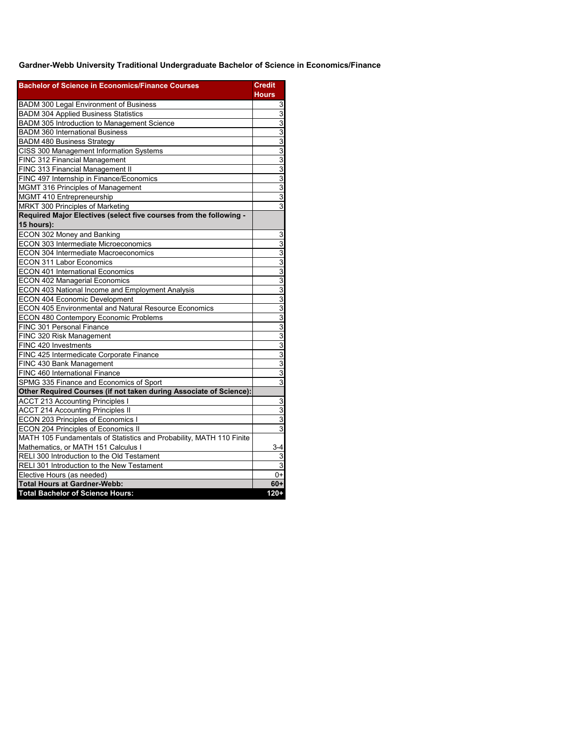**Gardner-Webb University Traditional Undergraduate Bachelor of Science in Economics/Finance**

| Bachelor of Science in Economics/Finance Courses | Credit Hours |
|---|---|
| BADM 300 Legal Environment of Business | 3 |
| BADM 304 Applied Business Statistics | 3 |
| BADM 305 Introduction to Management Science | 3 |
| BADM 360 International Business | 3 |
| BADM 480 Business Strategy | 3 |
| CISS 300 Management Information Systems | 3 |
| FINC 312 Financial Management | 3 |
| FINC 313 Financial Management II | 3 |
| FINC 497 Internship in Finance/Economics | 3 |
| MGMT 316 Principles of Management | 3 |
| MGMT 410 Entrepreneurship | 3 |
| MRKT 300 Principles of Marketing | 3 |
| **Required Major Electives (select five courses from the following - 15 hours):** | |
| ECON 302 Money and Banking | 3 |
| ECON 303 Intermediate Microeconomics | 3 |
| ECON 304 Intermediate Macroeconomics | 3 |
| ECON 311 Labor Economics | 3 |
| ECON 401 International Economics | 3 |
| ECON 402 Managerial Economics | 3 |
| ECON 403 National Income and Employment Analysis | 3 |
| ECON 404 Economic Development | 3 |
| ECON 405 Environmental and Natural Resource Economics | 3 |
| ECON 480 Contempory Economic Problems | 3 |
| FINC 301 Personal Finance | 3 |
| FINC 320 Risk Management | 3 |
| FINC 420 Investments | 3 |
| FINC 425 Intermedicate Corporate Finance | 3 |
| FINC 430 Bank Management | 3 |
| FINC 460 International Finance | 3 |
| SPMG 335 Finance and Economics of Sport | 3 |
| **Other Required Courses (if not taken during Associate of Science):** | |
| ACCT 213 Accounting Principles I | 3 |
| ACCT 214 Accounting Principles II | 3 |
| ECON 203 Principles of Economics I | 3 |
| ECON 204 Principles of Economics II | 3 |
| MATH 105 Fundamentals of Statistics and Probability, MATH 110 Finite Mathematics, or MATH 151 Calculus I | 3-4 |
| RELI 300 Introduction to the Old Testament | 3 |
| RELI 301 Introduction to the New Testament | 3 |
| Elective Hours (as needed) | 0+ |
| **Total Hours at Gardner-Webb:** | **60+** |
| **Total Bachelor of Science Hours:** | **120+** |